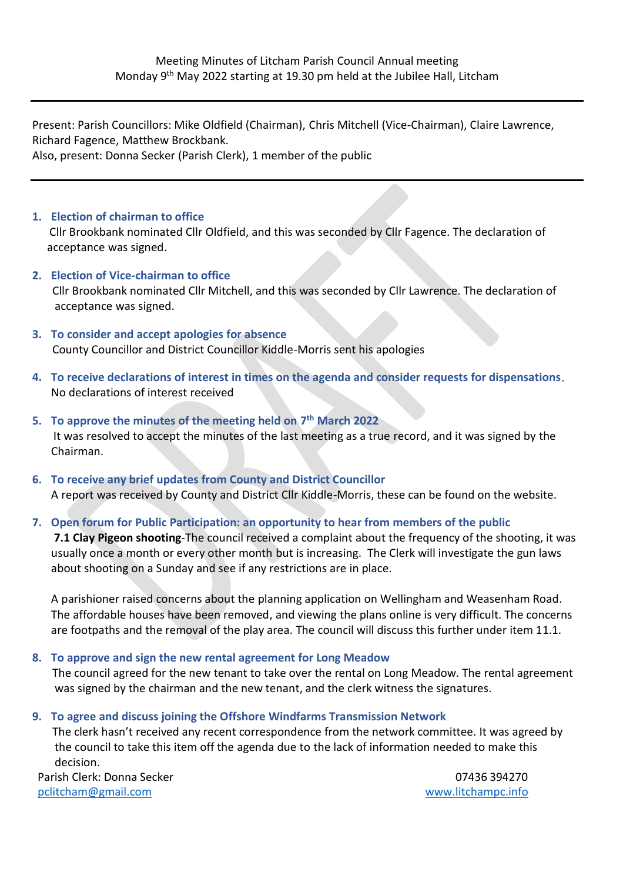Meeting Minutes of Litcham Parish Council Annual meeting
Monday 9th May 2022 starting at 19.30 pm held at the Jubilee Hall, Litcham

---

Present: Parish Councillors: Mike Oldfield (Chairman), Chris Mitchell (Vice-Chairman), Claire Lawrence, Richard Fagence, Matthew Brockbank.
Also, present: Donna Secker (Parish Clerk), 1 member of the public

---

1. **Election of chairman to office**
   Cllr Brookbank nominated Cllr Oldfield, and this was seconded by Cllr Fagence. The declaration of acceptance was signed.

2. **Election of Vice-chairman to office**
   Cllr Brookbank nominated Cllr Mitchell, and this was seconded by Cllr Lawrence. The declaration of acceptance was signed.

3. **To consider and accept apologies for absence**
   County Councillor and District Councillor Kiddle-Morris sent his apologies

4. **To receive declarations of interest in times on the agenda and consider requests for dispensations.**
   No declarations of interest received

5. **To approve the minutes of the meeting held on 7th March 2022**
   It was resolved to accept the minutes of the last meeting as a true record, and it was signed by the Chairman.

6. **To receive any brief updates from County and District Councillor**
   A report was received by County and District Cllr Kiddle-Morris, these can be found on the website.

7. **Open forum for Public Participation: an opportunity to hear from members of the public**
   **7.1 Clay Pigeon shooting**-The council received a complaint about the frequency of the shooting, it was usually once a month or every other month but is increasing. The Clerk will investigate the gun laws about shooting on a Sunday and see if any restrictions are in place.

   A parishioner raised concerns about the planning application on Wellingham and Weasenham Road. The affordable houses have been removed, and viewing the plans online is very difficult. The concerns are footpaths and the removal of the play area. The council will discuss this further under item 11.1.

8. **To approve and sign the new rental agreement for Long Meadow**
   The council agreed for the new tenant to take over the rental on Long Meadow. The rental agreement was signed by the chairman and the new tenant, and the clerk witness the signatures.

9. **To agree and discuss joining the Offshore Windfarms Transmission Network**
   The clerk hasn't received any recent correspondence from the network committee. It was agreed by the council to take this item off the agenda due to the lack of information needed to make this decision.

Parish Clerk: Donna Secker 07436 394270
pclitcham@gmail.com www.litchampc.info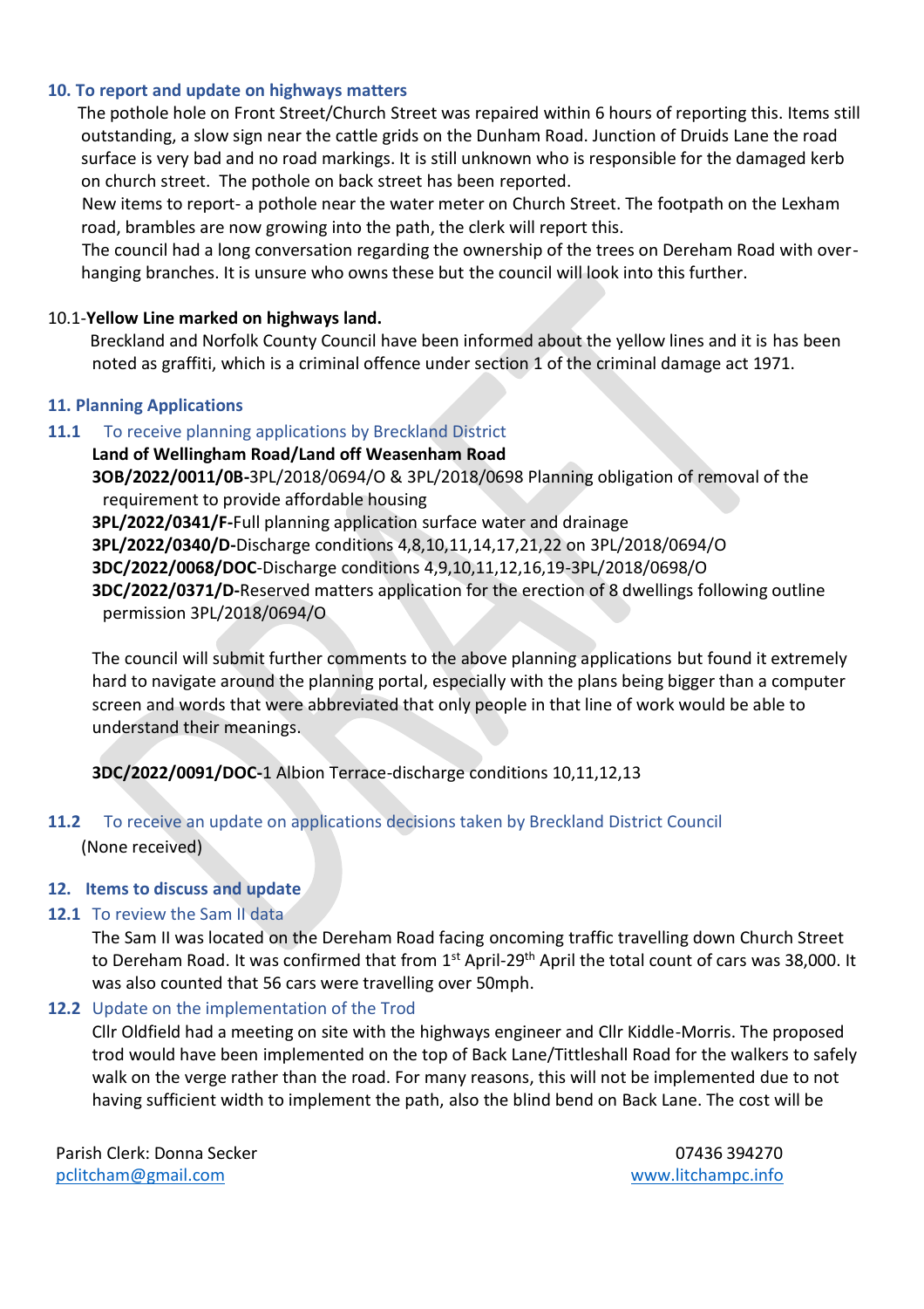### 10. To report and update on highways matters

The pothole hole on Front Street/Church Street was repaired within 6 hours of reporting this. Items still outstanding, a slow sign near the cattle grids on the Dunham Road. Junction of Druids Lane the road surface is very bad and no road markings. It is still unknown who is responsible for the damaged kerb on church street. The pothole on back street has been reported.

New items to report- a pothole near the water meter on Church Street. The footpath on the Lexham road, brambles are now growing into the path, the clerk will report this.

The council had a long conversation regarding the ownership of the trees on Dereham Road with over-hanging branches. It is unsure who owns these but the council will look into this further.

10.1-**Yellow Line marked on highways land.**

Breckland and Norfolk County Council have been informed about the yellow lines and it is has been noted as graffiti, which is a criminal offence under section 1 of the criminal damage act 1971.

### 11. Planning Applications

**11.1** To receive planning applications by Breckland District

**Land of Wellingham Road/Land off Weasenham Road**

**3OB/2022/0011/0B-**3PL/2018/0694/O & 3PL/2018/0698 Planning obligation of removal of the requirement to provide affordable housing

**3PL/2022/0341/F-**Full planning application surface water and drainage

**3PL/2022/0340/D-**Discharge conditions 4,8,10,11,14,17,21,22 on 3PL/2018/0694/O

**3DC/2022/0068/DOC**-Discharge conditions 4,9,10,11,12,16,19-3PL/2018/0698/O

**3DC/2022/0371/D-**Reserved matters application for the erection of 8 dwellings following outline permission 3PL/2018/0694/O

The council will submit further comments to the above planning applications but found it extremely hard to navigate around the planning portal, especially with the plans being bigger than a computer screen and words that were abbreviated that only people in that line of work would be able to understand their meanings.

**3DC/2022/0091/DOC-**1 Albion Terrace-discharge conditions 10,11,12,13

**11.2** To receive an update on applications decisions taken by Breckland District Council

(None received)

### 12. Items to discuss and update

**12.1** To review the Sam II data

The Sam II was located on the Dereham Road facing oncoming traffic travelling down Church Street to Dereham Road. It was confirmed that from 1st April-29th April the total count of cars was 38,000. It was also counted that 56 cars were travelling over 50mph.

**12.2** Update on the implementation of the Trod

Cllr Oldfield had a meeting on site with the highways engineer and Cllr Kiddle-Morris. The proposed trod would have been implemented on the top of Back Lane/Tittleshall Road for the walkers to safely walk on the verge rather than the road. For many reasons, this will not be implemented due to not having sufficient width to implement the path, also the blind bend on Back Lane. The cost will be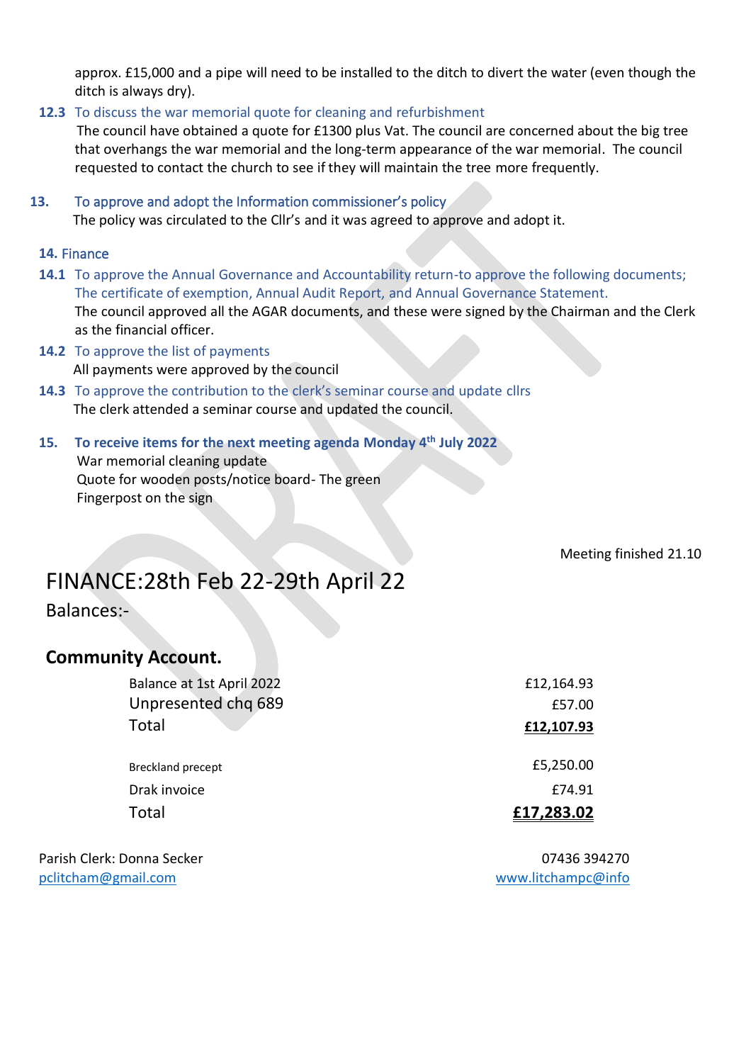approx. £15,000 and a pipe will need to be installed to the ditch to divert the water (even though the ditch is always dry).

**12.3** To discuss the war memorial quote for cleaning and refurbishment

The council have obtained a quote for £1300 plus Vat. The council are concerned about the big tree that overhangs the war memorial and the long-term appearance of the war memorial. The council requested to contact the church to see if they will maintain the tree more frequently.

**13.** To approve and adopt the Information commissioner's policy

The policy was circulated to the Cllr's and it was agreed to approve and adopt it.

**14.** Finance

**14.1** To approve the Annual Governance and Accountability return-to approve the following documents; The certificate of exemption, Annual Audit Report, and Annual Governance Statement.

The council approved all the AGAR documents, and these were signed by the Chairman and the Clerk as the financial officer.

**14.2** To approve the list of payments

All payments were approved by the council

**14.3** To approve the contribution to the clerk's seminar course and update cllrs

The clerk attended a seminar course and updated the council.

**15. To receive items for the next meeting agenda Monday 4th July 2022**

War memorial cleaning update
Quote for wooden posts/notice board- The green
Fingerpost on the sign

Meeting finished 21.10

# FINANCE:28th Feb 22-29th April 22

Balances:-

## Community Account.

| | |
|---|---|
| Balance at 1st April 2022 | £12,164.93 |
| Unpresented chq 689 | £57.00 |
| Total | **£12,107.93** |
| Breckland precept | £5,250.00 |
| Drak invoice | £74.91 |
| Total | **£17,283.02** |

Parish Clerk: Donna Secker 07436 394270
pclitcham@gmail.com www.litchampc@info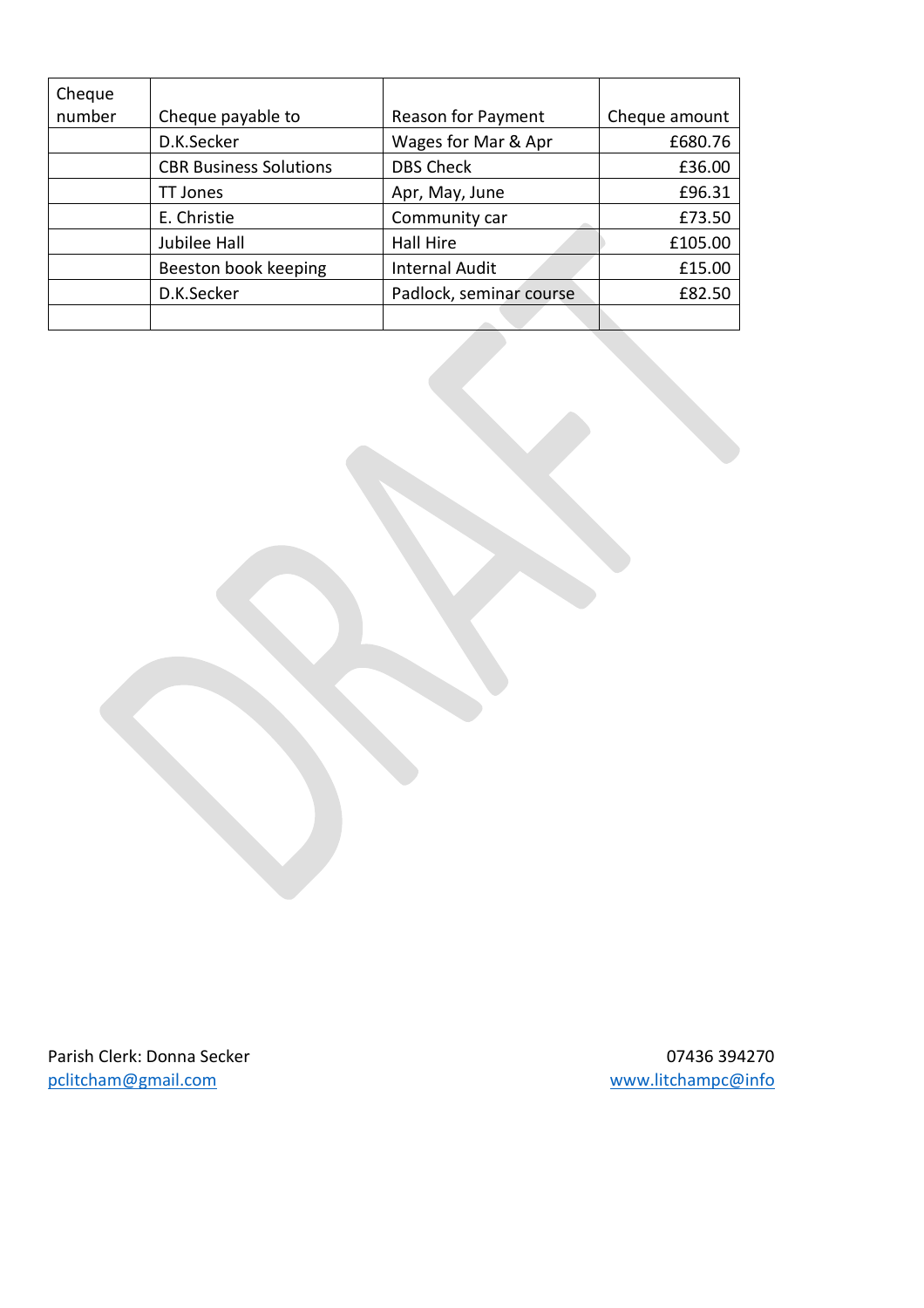| Cheque number | Cheque payable to | Reason for Payment | Cheque amount |
|---|---|---|---|
| | D.K.Secker | Wages for Mar & Apr | £680.76 |
| | CBR Business Solutions | DBS Check | £36.00 |
| | TT Jones | Apr, May, June | £96.31 |
| | E. Christie | Community car | £73.50 |
| | Jubilee Hall | Hall Hire | £105.00 |
| | Beeston book keeping | Internal Audit | £15.00 |
| | D.K.Secker | Padlock, seminar course | £82.50 |
| | | | |

DRAFT

Parish Clerk: Donna Secker
07436 394270
pclitcham@gmail.com
www.litchampc@info